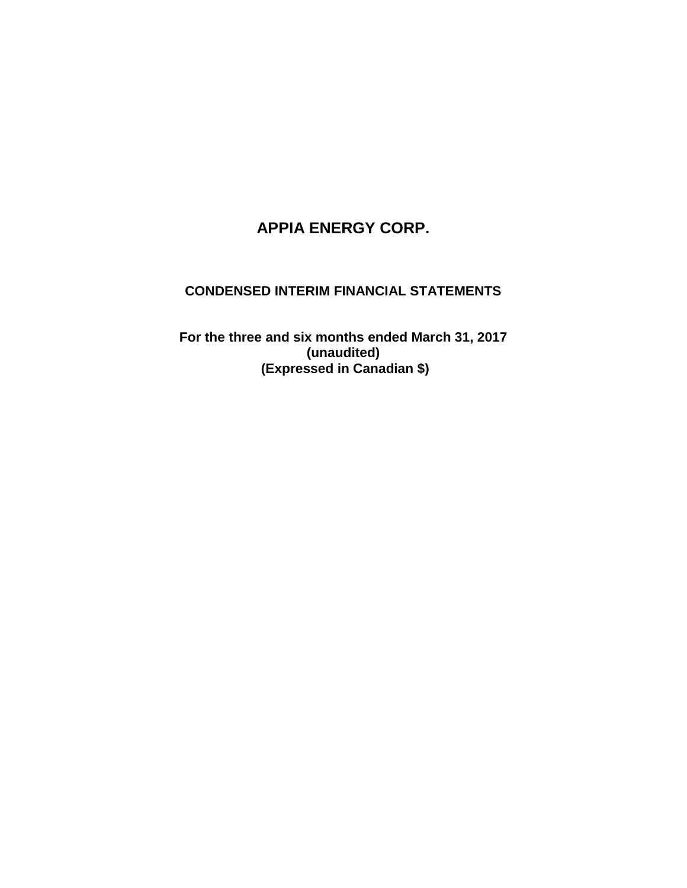# APPIA ENERGY CORP.

## CONDENSED INTERIM FINANCIAL STATEMENTS

**For the three and six months ended March 31, 2017**
**(unaudited)**
**(Expressed in Canadian $)**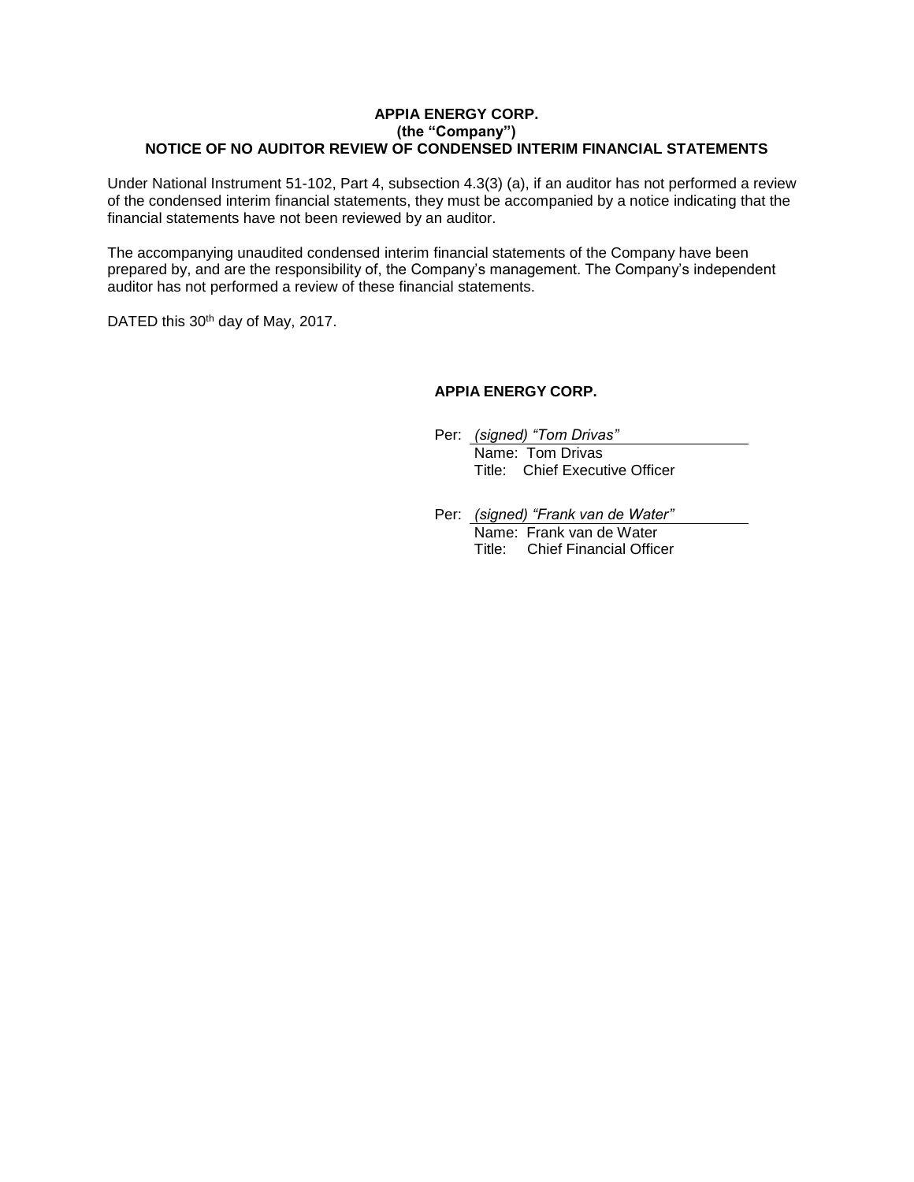**APPIA ENERGY CORP.**
**(the "Company")**
**NOTICE OF NO AUDITOR REVIEW OF CONDENSED INTERIM FINANCIAL STATEMENTS**

Under National Instrument 51-102, Part 4, subsection 4.3(3) (a), if an auditor has not performed a review of the condensed interim financial statements, they must be accompanied by a notice indicating that the financial statements have not been reviewed by an auditor.

The accompanying unaudited condensed interim financial statements of the Company have been prepared by, and are the responsibility of, the Company's management. The Company's independent auditor has not performed a review of these financial statements.

DATED this 30th day of May, 2017.

**APPIA ENERGY CORP.**

Per: *(signed) "Tom Drivas"*
Name: Tom Drivas
Title: Chief Executive Officer

Per: *(signed) "Frank van de Water"*
Name: Frank van de Water
Title: Chief Financial Officer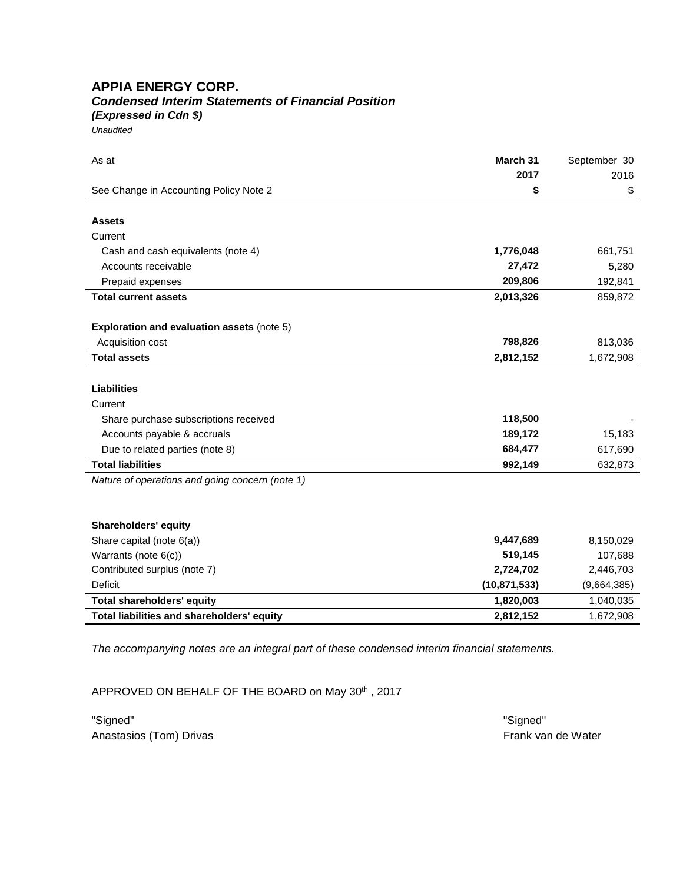# APPIA ENERGY CORP.

***Condensed Interim Statements of Financial Position***

***(Expressed in Cdn $)***

*Unaudited*

| As at | March 31 2017 | September 30 2016 |
|---|---|---|
| See Change in Accounting Policy Note 2 | **$** | $ |
| **Assets** | | |
| Current | | |
| Cash and cash equivalents (note 4) | **1,776,048** | 661,751 |
| Accounts receivable | **27,472** | 5,280 |
| Prepaid expenses | **209,806** | 192,841 |
| **Total current assets** | **2,013,326** | 859,872 |
| **Exploration and evaluation assets** (note 5) | | |
| Acquisition cost | **798,826** | 813,036 |
| **Total assets** | **2,812,152** | 1,672,908 |
| **Liabilities** | | |
| Current | | |
| Share purchase subscriptions received | **118,500** | - |
| Accounts payable & accruals | **189,172** | 15,183 |
| Due to related parties (note 8) | **684,477** | 617,690 |
| **Total liabilities** | **992,149** | 632,873 |
| *Nature of operations and going concern (note 1)* | | |
| **Shareholders' equity** | | |
| Share capital (note 6(a)) | **9,447,689** | 8,150,029 |
| Warrants (note 6(c)) | **519,145** | 107,688 |
| Contributed surplus (note 7) | **2,724,702** | 2,446,703 |
| Deficit | **(10,871,533)** | (9,664,385) |
| **Total shareholders' equity** | **1,820,003** | 1,040,035 |
| **Total liabilities and shareholders' equity** | **2,812,152** | 1,672,908 |

*The accompanying notes are an integral part of these condensed interim financial statements.*

APPROVED ON BEHALF OF THE BOARD on May 30th , 2017

"Signed"
Anastasios (Tom) Drivas

"Signed"
Frank van de Water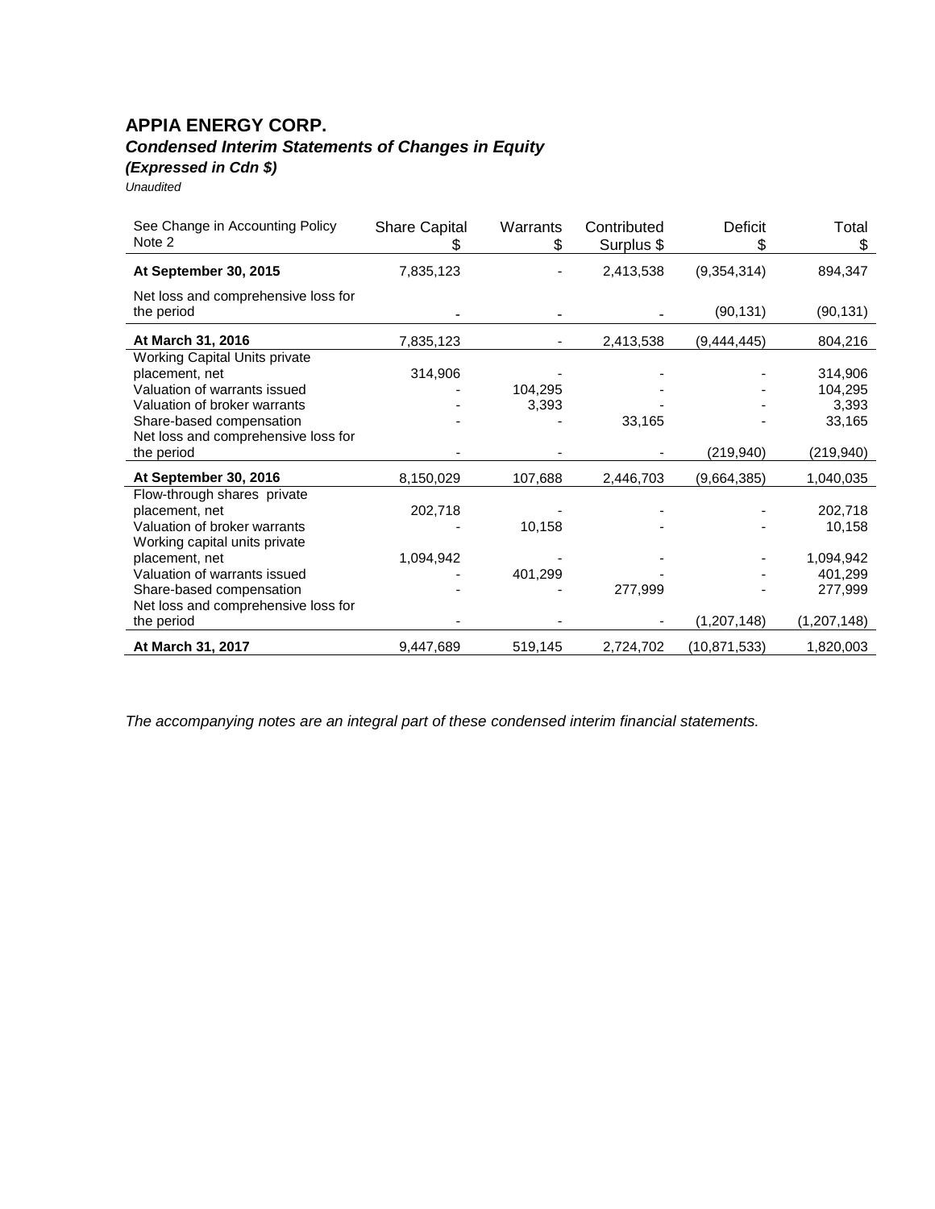# APPIA ENERGY CORP.

***Condensed Interim Statements of Changes in Equity***

***(Expressed in Cdn $)***

*Unaudited*

| See Change in Accounting Policy Note 2 | Share Capital $ | Warrants $ | Contributed Surplus $ | Deficit $ | Total $ |
|---|---|---|---|---|---|
| **At September 30, 2015** | 7,835,123 | - | 2,413,538 | (9,354,314) | 894,347 |
| Net loss and comprehensive loss for the period | - | - | - | (90,131) | (90,131) |
| **At March 31, 2016** | 7,835,123 | - | 2,413,538 | (9,444,445) | 804,216 |
| Working Capital Units private placement, net | 314,906 | - | - | - | 314,906 |
| Valuation of warrants issued | - | 104,295 | - | - | 104,295 |
| Valuation of broker warrants | - | 3,393 | - | - | 3,393 |
| Share-based compensation | - | - | 33,165 | - | 33,165 |
| Net loss and comprehensive loss for the period | - | - | - | (219,940) | (219,940) |
| **At September 30, 2016** | 8,150,029 | 107,688 | 2,446,703 | (9,664,385) | 1,040,035 |
| Flow-through shares private placement, net | 202,718 | - | - | - | 202,718 |
| Valuation of broker warrants | - | 10,158 | - | - | 10,158 |
| Working capital units private placement, net | 1,094,942 | - | - | - | 1,094,942 |
| Valuation of warrants issued | - | 401,299 | - | - | 401,299 |
| Share-based compensation | - | - | 277,999 | - | 277,999 |
| Net loss and comprehensive loss for the period | - | - | - | (1,207,148) | (1,207,148) |
| **At March 31, 2017** | 9,447,689 | 519,145 | 2,724,702 | (10,871,533) | 1,820,003 |

*The accompanying notes are an integral part of these condensed interim financial statements.*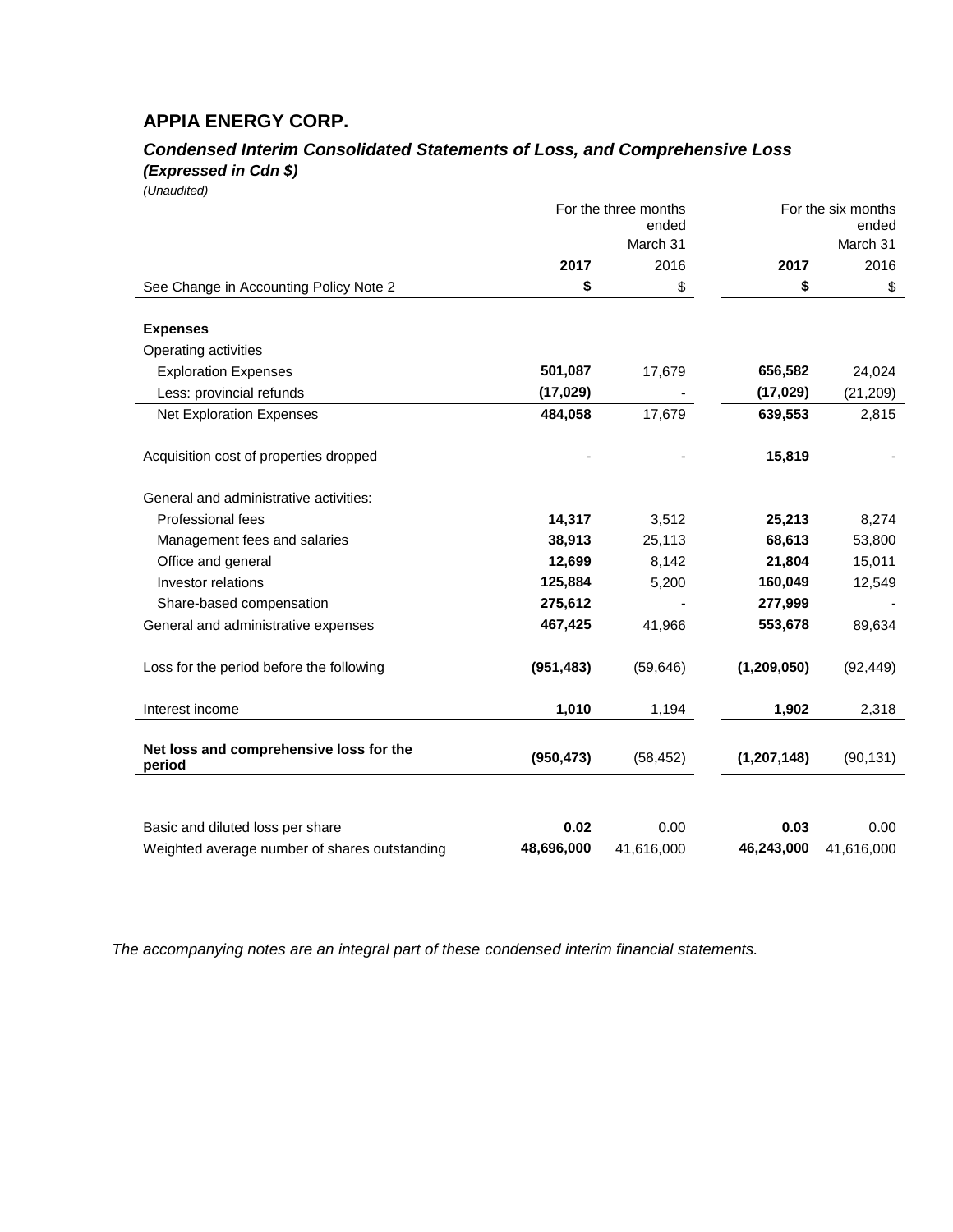# APPIA ENERGY CORP.

## *Condensed Interim Consolidated Statements of Loss, and Comprehensive Loss*

***(Expressed in Cdn $)***

*(Unaudited)*

| | For the three months ended March 31 | | For the six months ended March 31 | |
|---|---|---|---|---|
| | **2017** | 2016 | **2017** | 2016 |
| See Change in Accounting Policy Note 2 | **$** | $ | **$** | $ |
| **Expenses** | | | | |
| Operating activities | | | | |
| Exploration Expenses | **501,087** | 17,679 | **656,582** | 24,024 |
| Less: provincial refunds | **(17,029)** | - | **(17,029)** | (21,209) |
| Net Exploration Expenses | **484,058** | 17,679 | **639,553** | 2,815 |
| Acquisition cost of properties dropped | - | - | **15,819** | - |
| General and administrative activities: | | | | |
| Professional fees | **14,317** | 3,512 | **25,213** | 8,274 |
| Management fees and salaries | **38,913** | 25,113 | **68,613** | 53,800 |
| Office and general | **12,699** | 8,142 | **21,804** | 15,011 |
| Investor relations | **125,884** | 5,200 | **160,049** | 12,549 |
| Share-based compensation | **275,612** | - | **277,999** | - |
| General and administrative expenses | **467,425** | 41,966 | **553,678** | 89,634 |
| Loss for the period before the following | **(951,483)** | (59,646) | **(1,209,050)** | (92,449) |
| Interest income | **1,010** | 1,194 | **1,902** | 2,318 |
| **Net loss and comprehensive loss for the period** | **(950,473)** | (58,452) | **(1,207,148)** | (90,131) |
| Basic and diluted loss per share | **0.02** | 0.00 | **0.03** | 0.00 |
| Weighted average number of shares outstanding | **48,696,000** | 41,616,000 | **46,243,000** | 41,616,000 |

*The accompanying notes are an integral part of these condensed interim financial statements.*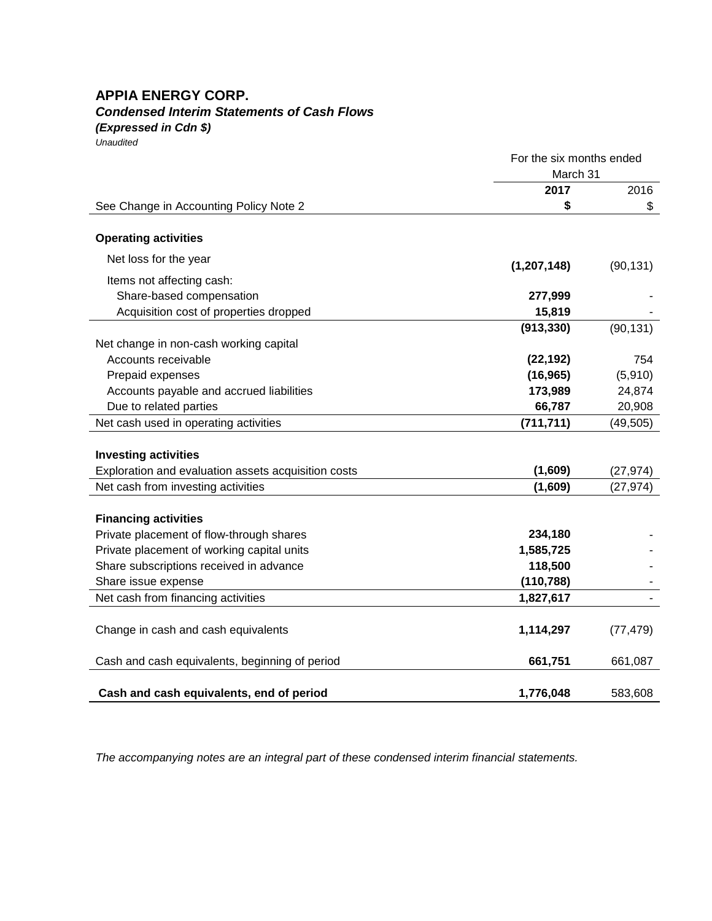# APPIA ENERGY CORP.

***Condensed Interim Statements of Cash Flows***

***(Expressed in Cdn $)***

*Unaudited*

| | For the six months ended March 31 | |
|---|---|---|
| | **2017** | 2016 |
| See Change in Accounting Policy Note 2 | **$** | $ |
| **Operating activities** | | |
| Net loss for the year | **(1,207,148)** | (90,131) |
| Items not affecting cash: | | |
| Share-based compensation | **277,999** | - |
| Acquisition cost of properties dropped | **15,819** | - |
| | **(913,330)** | (90,131) |
| Net change in non-cash working capital | | |
| Accounts receivable | **(22,192)** | 754 |
| Prepaid expenses | **(16,965)** | (5,910) |
| Accounts payable and accrued liabilities | **173,989** | 24,874 |
| Due to related parties | **66,787** | 20,908 |
| Net cash used in operating activities | **(711,711)** | (49,505) |
| **Investing activities** | | |
| Exploration and evaluation assets acquisition costs | **(1,609)** | (27,974) |
| Net cash from investing activities | **(1,609)** | (27,974) |
| **Financing activities** | | |
| Private placement of flow-through shares | **234,180** | - |
| Private placement of working capital units | **1,585,725** | - |
| Share subscriptions received in advance | **118,500** | - |
| Share issue expense | **(110,788)** | - |
| Net cash from financing activities | **1,827,617** | - |
| Change in cash and cash equivalents | **1,114,297** | (77,479) |
| Cash and cash equivalents, beginning of period | **661,751** | 661,087 |
| **Cash and cash equivalents, end of period** | **1,776,048** | 583,608 |

*The accompanying notes are an integral part of these condensed interim financial statements.*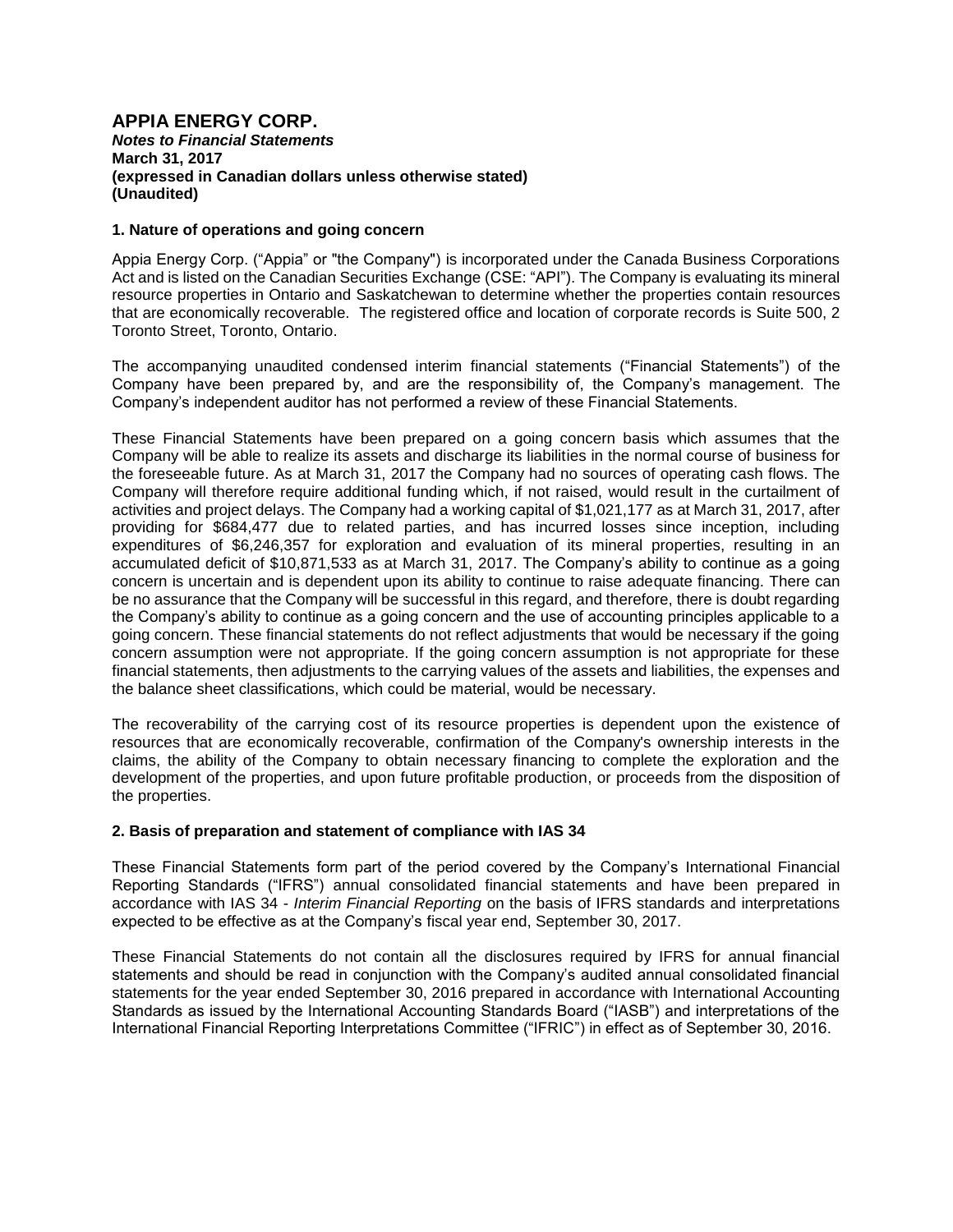# APPIA ENERGY CORP.

***Notes to Financial Statements***
**March 31, 2017**
**(expressed in Canadian dollars unless otherwise stated)**
**(Unaudited)**

## 1. Nature of operations and going concern

Appia Energy Corp. ("Appia" or "the Company") is incorporated under the Canada Business Corporations Act and is listed on the Canadian Securities Exchange (CSE: "API"). The Company is evaluating its mineral resource properties in Ontario and Saskatchewan to determine whether the properties contain resources that are economically recoverable. The registered office and location of corporate records is Suite 500, 2 Toronto Street, Toronto, Ontario.

The accompanying unaudited condensed interim financial statements ("Financial Statements") of the Company have been prepared by, and are the responsibility of, the Company's management. The Company's independent auditor has not performed a review of these Financial Statements.

These Financial Statements have been prepared on a going concern basis which assumes that the Company will be able to realize its assets and discharge its liabilities in the normal course of business for the foreseeable future. As at March 31, 2017 the Company had no sources of operating cash flows. The Company will therefore require additional funding which, if not raised, would result in the curtailment of activities and project delays. The Company had a working capital of $1,021,177 as at March 31, 2017, after providing for $684,477 due to related parties, and has incurred losses since inception, including expenditures of $6,246,357 for exploration and evaluation of its mineral properties, resulting in an accumulated deficit of $10,871,533 as at March 31, 2017. The Company's ability to continue as a going concern is uncertain and is dependent upon its ability to continue to raise adequate financing. There can be no assurance that the Company will be successful in this regard, and therefore, there is doubt regarding the Company's ability to continue as a going concern and the use of accounting principles applicable to a going concern. These financial statements do not reflect adjustments that would be necessary if the going concern assumption were not appropriate. If the going concern assumption is not appropriate for these financial statements, then adjustments to the carrying values of the assets and liabilities, the expenses and the balance sheet classifications, which could be material, would be necessary.

The recoverability of the carrying cost of its resource properties is dependent upon the existence of resources that are economically recoverable, confirmation of the Company's ownership interests in the claims, the ability of the Company to obtain necessary financing to complete the exploration and the development of the properties, and upon future profitable production, or proceeds from the disposition of the properties.

## 2. Basis of preparation and statement of compliance with IAS 34

These Financial Statements form part of the period covered by the Company's International Financial Reporting Standards ("IFRS") annual consolidated financial statements and have been prepared in accordance with IAS 34 - *Interim Financial Reporting* on the basis of IFRS standards and interpretations expected to be effective as at the Company's fiscal year end, September 30, 2017.

These Financial Statements do not contain all the disclosures required by IFRS for annual financial statements and should be read in conjunction with the Company's audited annual consolidated financial statements for the year ended September 30, 2016 prepared in accordance with International Accounting Standards as issued by the International Accounting Standards Board ("IASB") and interpretations of the International Financial Reporting Interpretations Committee ("IFRIC") in effect as of September 30, 2016.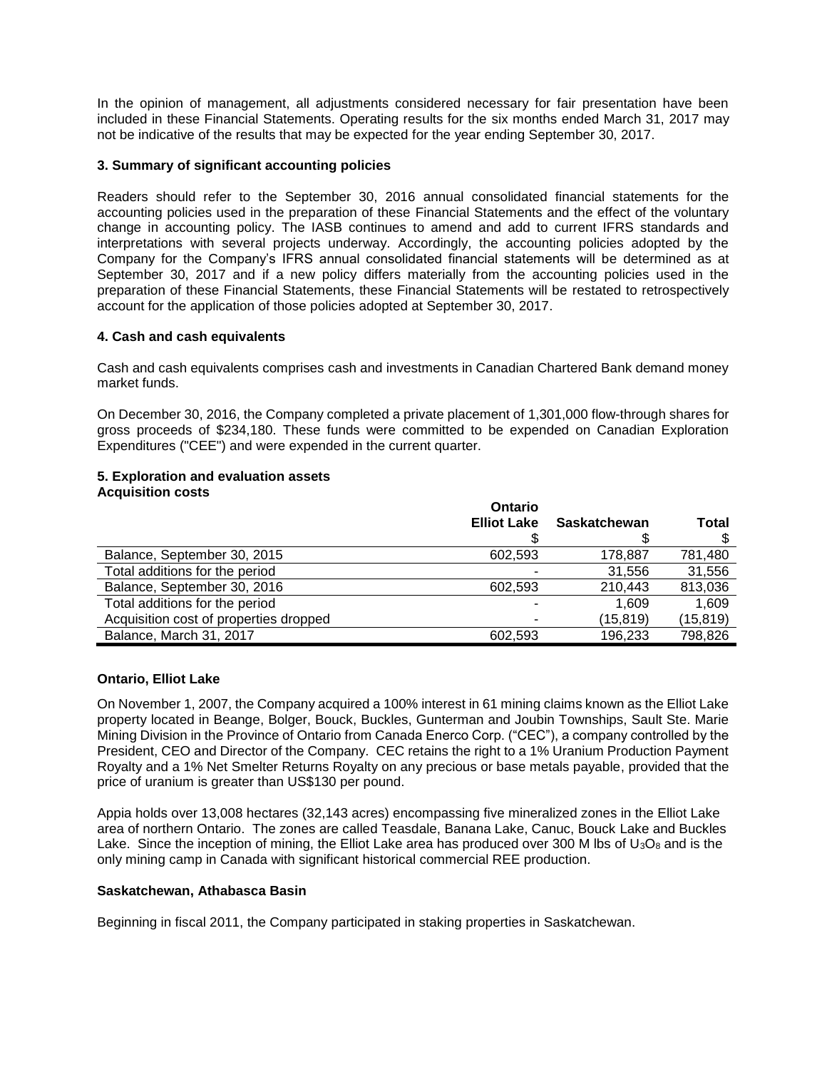In the opinion of management, all adjustments considered necessary for fair presentation have been included in these Financial Statements. Operating results for the six months ended March 31, 2017 may not be indicative of the results that may be expected for the year ending September 30, 2017.

### 3. Summary of significant accounting policies

Readers should refer to the September 30, 2016 annual consolidated financial statements for the accounting policies used in the preparation of these Financial Statements and the effect of the voluntary change in accounting policy. The IASB continues to amend and add to current IFRS standards and interpretations with several projects underway. Accordingly, the accounting policies adopted by the Company for the Company's IFRS annual consolidated financial statements will be determined as at September 30, 2017 and if a new policy differs materially from the accounting policies used in the preparation of these Financial Statements, these Financial Statements will be restated to retrospectively account for the application of those policies adopted at September 30, 2017.

### 4. Cash and cash equivalents

Cash and cash equivalents comprises cash and investments in Canadian Chartered Bank demand money market funds.

On December 30, 2016, the Company completed a private placement of 1,301,000 flow-through shares for gross proceeds of $234,180. These funds were committed to be expended on Canadian Exploration Expenditures ("CEE") and were expended in the current quarter.

### 5. Exploration and evaluation assets

**Acquisition costs**

| | Ontario Elliot Lake $ | Saskatchewan $ | Total $ |
|---|---|---|---|
| Balance, September 30, 2015 | 602,593 | 178,887 | 781,480 |
| Total additions for the period | - | 31,556 | 31,556 |
| Balance, September 30, 2016 | 602,593 | 210,443 | 813,036 |
| Total additions for the period | - | 1,609 | 1,609 |
| Acquisition cost of properties dropped | - | (15,819) | (15,819) |
| Balance, March 31, 2017 | 602,593 | 196,233 | 798,826 |

**Ontario, Elliot Lake**

On November 1, 2007, the Company acquired a 100% interest in 61 mining claims known as the Elliot Lake property located in Beange, Bolger, Bouck, Buckles, Gunterman and Joubin Townships, Sault Ste. Marie Mining Division in the Province of Ontario from Canada Enerco Corp. ("CEC"), a company controlled by the President, CEO and Director of the Company. CEC retains the right to a 1% Uranium Production Payment Royalty and a 1% Net Smelter Returns Royalty on any precious or base metals payable, provided that the price of uranium is greater than US$130 per pound.

Appia holds over 13,008 hectares (32,143 acres) encompassing five mineralized zones in the Elliot Lake area of northern Ontario. The zones are called Teasdale, Banana Lake, Canuc, Bouck Lake and Buckles Lake. Since the inception of mining, the Elliot Lake area has produced over 300 M lbs of $U_3O_8$ and is the only mining camp in Canada with significant historical commercial REE production.

**Saskatchewan, Athabasca Basin**

Beginning in fiscal 2011, the Company participated in staking properties in Saskatchewan.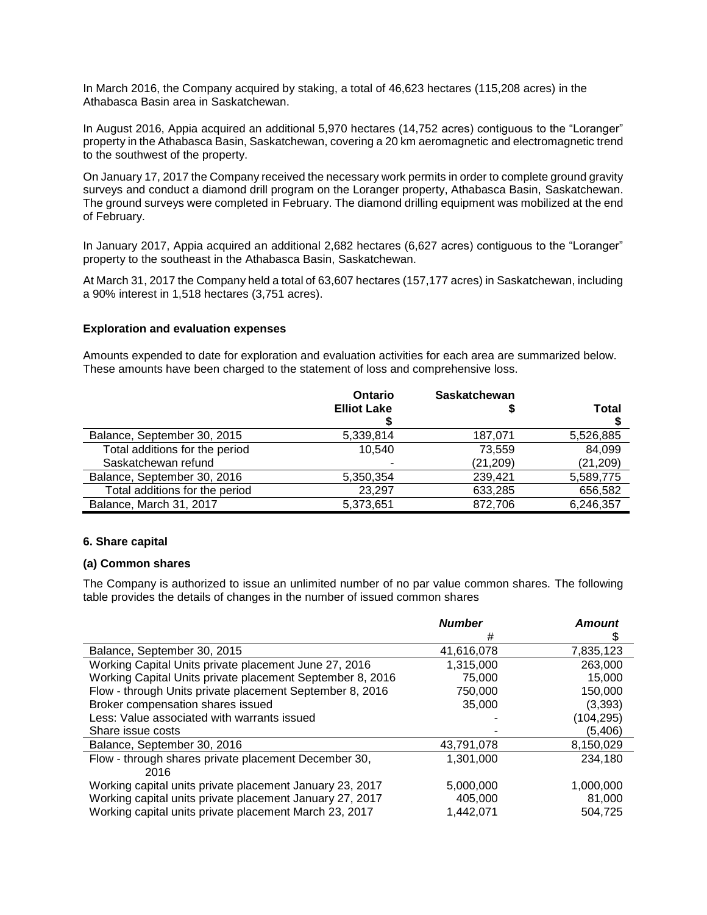In March 2016, the Company acquired by staking, a total of 46,623 hectares (115,208 acres) in the Athabasca Basin area in Saskatchewan.

In August 2016, Appia acquired an additional 5,970 hectares (14,752 acres) contiguous to the "Loranger" property in the Athabasca Basin, Saskatchewan, covering a 20 km aeromagnetic and electromagnetic trend to the southwest of the property.

On January 17, 2017 the Company received the necessary work permits in order to complete ground gravity surveys and conduct a diamond drill program on the Loranger property, Athabasca Basin, Saskatchewan. The ground surveys were completed in February. The diamond drilling equipment was mobilized at the end of February.

In January 2017, Appia acquired an additional 2,682 hectares (6,627 acres) contiguous to the "Loranger" property to the southeast in the Athabasca Basin, Saskatchewan.

At March 31, 2017 the Company held a total of 63,607 hectares (157,177 acres) in Saskatchewan, including a 90% interest in 1,518 hectares (3,751 acres).

**Exploration and evaluation expenses**

Amounts expended to date for exploration and evaluation activities for each area are summarized below. These amounts have been charged to the statement of loss and comprehensive loss.

| | **Ontario Elliot Lake** $ | **Saskatchewan** $ | **Total** $ |
|---|---|---|---|
| Balance, September 30, 2015 | 5,339,814 | 187,071 | 5,526,885 |
| Total additions for the period | 10,540 | 73,559 | 84,099 |
| Saskatchewan refund | - | (21,209) | (21,209) |
| Balance, September 30, 2016 | 5,350,354 | 239,421 | 5,589,775 |
| Total additions for the period | 23,297 | 633,285 | 656,582 |
| Balance, March 31, 2017 | 5,373,651 | 872,706 | 6,246,357 |

**6. Share capital**

**(a) Common shares**

The Company is authorized to issue an unlimited number of no par value common shares. The following table provides the details of changes in the number of issued common shares

| | ***Number*** # | ***Amount*** $ |
|---|---|---|
| Balance, September 30, 2015 | 41,616,078 | 7,835,123 |
| Working Capital Units private placement June 27, 2016 | 1,315,000 | 263,000 |
| Working Capital Units private placement September 8, 2016 | 75,000 | 15,000 |
| Flow - through Units private placement September 8, 2016 | 750,000 | 150,000 |
| Broker compensation shares issued | 35,000 | (3,393) |
| Less: Value associated with warrants issued | - | (104,295) |
| Share issue costs | - | (5,406) |
| Balance, September 30, 2016 | 43,791,078 | 8,150,029 |
| Flow - through shares private placement December 30, 2016 | 1,301,000 | 234,180 |
| Working capital units private placement January 23, 2017 | 5,000,000 | 1,000,000 |
| Working capital units private placement January 27, 2017 | 405,000 | 81,000 |
| Working capital units private placement March 23, 2017 | 1,442,071 | 504,725 |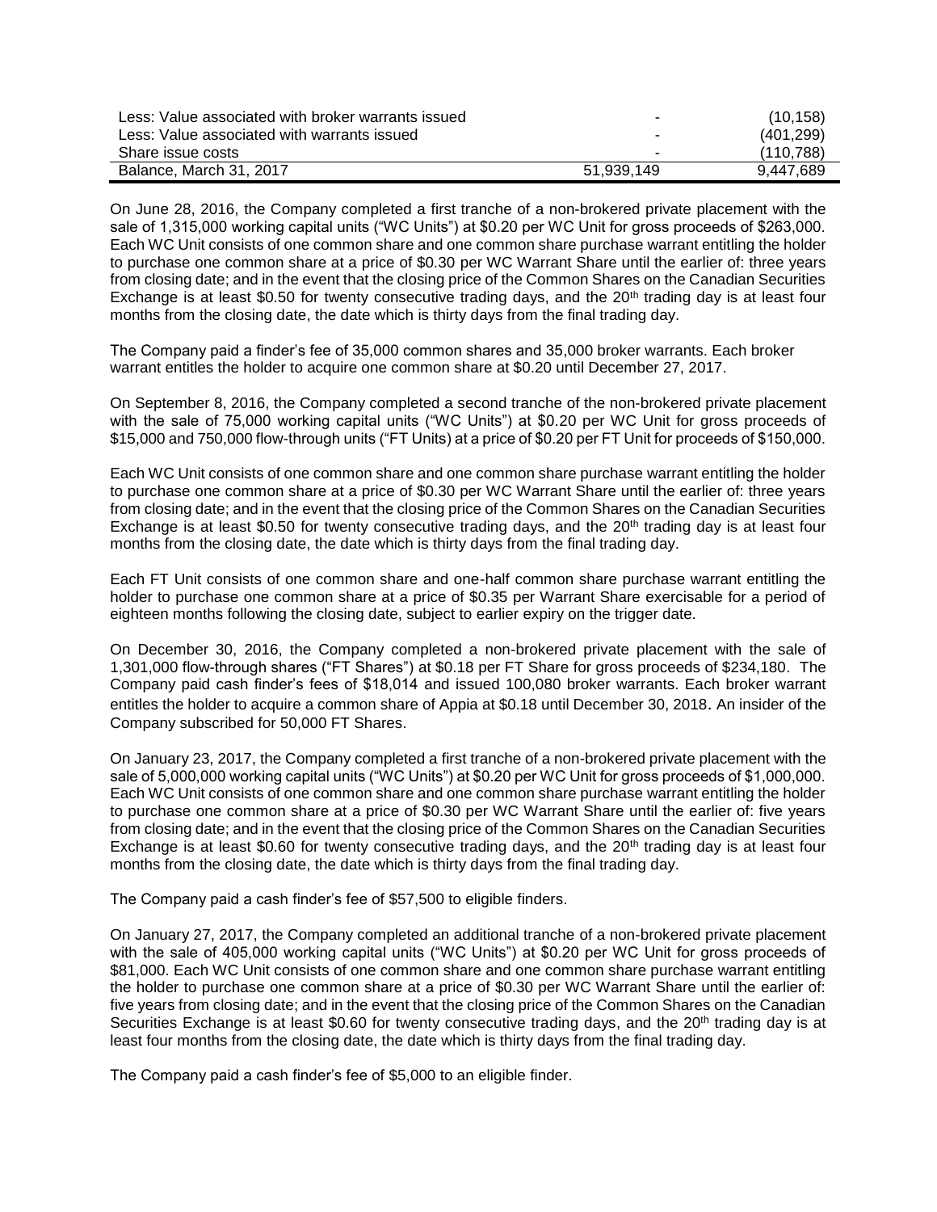| | | |
|---|---|---|
| Less: Value associated with broker warrants issued | - | (10,158) |
| Less: Value associated with warrants issued | - | (401,299) |
| Share issue costs | - | (110,788) |
| Balance, March 31, 2017 | 51,939,149 | 9,447,689 |

On June 28, 2016, the Company completed a first tranche of a non-brokered private placement with the sale of 1,315,000 working capital units ("WC Units") at $0.20 per WC Unit for gross proceeds of $263,000. Each WC Unit consists of one common share and one common share purchase warrant entitling the holder to purchase one common share at a price of $0.30 per WC Warrant Share until the earlier of: three years from closing date; and in the event that the closing price of the Common Shares on the Canadian Securities Exchange is at least $0.50 for twenty consecutive trading days, and the 20th trading day is at least four months from the closing date, the date which is thirty days from the final trading day.

The Company paid a finder's fee of 35,000 common shares and 35,000 broker warrants. Each broker warrant entitles the holder to acquire one common share at $0.20 until December 27, 2017.

On September 8, 2016, the Company completed a second tranche of the non-brokered private placement with the sale of 75,000 working capital units ("WC Units") at $0.20 per WC Unit for gross proceeds of $15,000 and 750,000 flow-through units ("FT Units) at a price of $0.20 per FT Unit for proceeds of $150,000.

Each WC Unit consists of one common share and one common share purchase warrant entitling the holder to purchase one common share at a price of $0.30 per WC Warrant Share until the earlier of: three years from closing date; and in the event that the closing price of the Common Shares on the Canadian Securities Exchange is at least $0.50 for twenty consecutive trading days, and the 20th trading day is at least four months from the closing date, the date which is thirty days from the final trading day.

Each FT Unit consists of one common share and one-half common share purchase warrant entitling the holder to purchase one common share at a price of $0.35 per Warrant Share exercisable for a period of eighteen months following the closing date, subject to earlier expiry on the trigger date.

On December 30, 2016, the Company completed a non-brokered private placement with the sale of 1,301,000 flow-through shares ("FT Shares") at $0.18 per FT Share for gross proceeds of $234,180. The Company paid cash finder's fees of $18,014 and issued 100,080 broker warrants. Each broker warrant entitles the holder to acquire a common share of Appia at $0.18 until December 30, 2018. An insider of the Company subscribed for 50,000 FT Shares.

On January 23, 2017, the Company completed a first tranche of a non-brokered private placement with the sale of 5,000,000 working capital units ("WC Units") at $0.20 per WC Unit for gross proceeds of $1,000,000. Each WC Unit consists of one common share and one common share purchase warrant entitling the holder to purchase one common share at a price of $0.30 per WC Warrant Share until the earlier of: five years from closing date; and in the event that the closing price of the Common Shares on the Canadian Securities Exchange is at least $0.60 for twenty consecutive trading days, and the 20th trading day is at least four months from the closing date, the date which is thirty days from the final trading day.

The Company paid a cash finder's fee of $57,500 to eligible finders.

On January 27, 2017, the Company completed an additional tranche of a non-brokered private placement with the sale of 405,000 working capital units ("WC Units") at $0.20 per WC Unit for gross proceeds of $81,000. Each WC Unit consists of one common share and one common share purchase warrant entitling the holder to purchase one common share at a price of $0.30 per WC Warrant Share until the earlier of: five years from closing date; and in the event that the closing price of the Common Shares on the Canadian Securities Exchange is at least $0.60 for twenty consecutive trading days, and the 20th trading day is at least four months from the closing date, the date which is thirty days from the final trading day.

The Company paid a cash finder's fee of $5,000 to an eligible finder.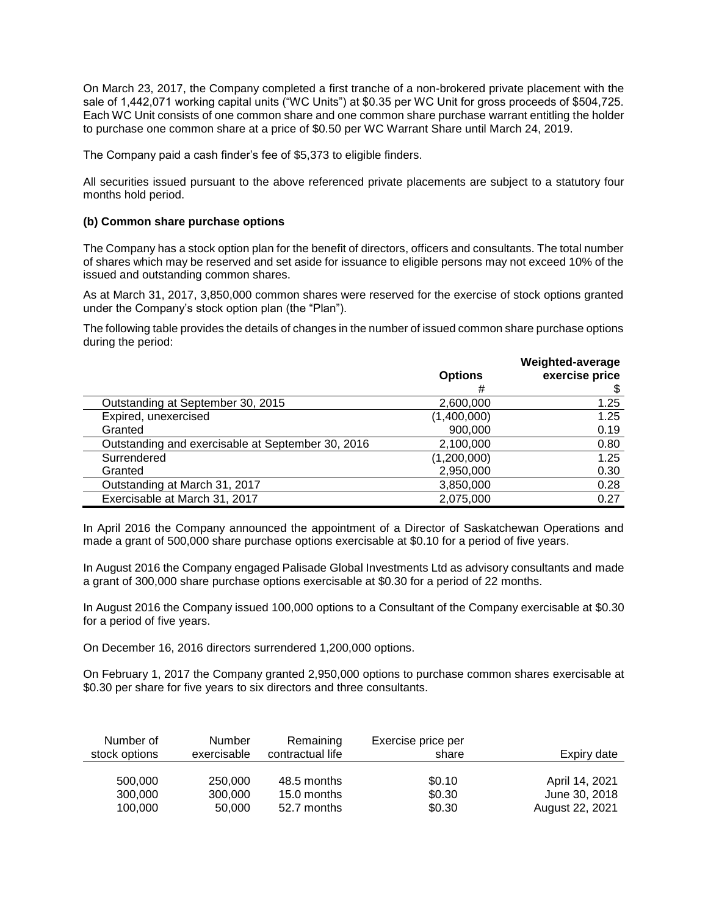On March 23, 2017, the Company completed a first tranche of a non-brokered private placement with the sale of 1,442,071 working capital units ("WC Units") at $0.35 per WC Unit for gross proceeds of $504,725. Each WC Unit consists of one common share and one common share purchase warrant entitling the holder to purchase one common share at a price of $0.50 per WC Warrant Share until March 24, 2019.

The Company paid a cash finder's fee of $5,373 to eligible finders.

All securities issued pursuant to the above referenced private placements are subject to a statutory four months hold period.

**(b) Common share purchase options**

The Company has a stock option plan for the benefit of directors, officers and consultants. The total number of shares which may be reserved and set aside for issuance to eligible persons may not exceed 10% of the issued and outstanding common shares.

As at March 31, 2017, 3,850,000 common shares were reserved for the exercise of stock options granted under the Company's stock option plan (the "Plan").

The following table provides the details of changes in the number of issued common share purchase options during the period:

| | Options | Weighted-average exercise price |
|---|---|---|
| | # | $ |
| Outstanding at September 30, 2015 | 2,600,000 | 1.25 |
| Expired, unexercised | (1,400,000) | 1.25 |
| Granted | 900,000 | 0.19 |
| Outstanding and exercisable at September 30, 2016 | 2,100,000 | 0.80 |
| Surrendered | (1,200,000) | 1.25 |
| Granted | 2,950,000 | 0.30 |
| Outstanding at March 31, 2017 | 3,850,000 | 0.28 |
| Exercisable at March 31, 2017 | 2,075,000 | 0.27 |

In April 2016 the Company announced the appointment of a Director of Saskatchewan Operations and made a grant of 500,000 share purchase options exercisable at $0.10 for a period of five years.

In August 2016 the Company engaged Palisade Global Investments Ltd as advisory consultants and made a grant of 300,000 share purchase options exercisable at $0.30 for a period of 22 months.

In August 2016 the Company issued 100,000 options to a Consultant of the Company exercisable at $0.30 for a period of five years.

On December 16, 2016 directors surrendered 1,200,000 options.

On February 1, 2017 the Company granted 2,950,000 options to purchase common shares exercisable at $0.30 per share for five years to six directors and three consultants.

| Number of stock options | Number exercisable | Remaining contractual life | Exercise price per share | Expiry date |
|---|---|---|---|---|
| 500,000 | 250,000 | 48.5 months | $0.10 | April 14, 2021 |
| 300,000 | 300,000 | 15.0 months | $0.30 | June 30, 2018 |
| 100,000 | 50,000 | 52.7 months | $0.30 | August 22, 2021 |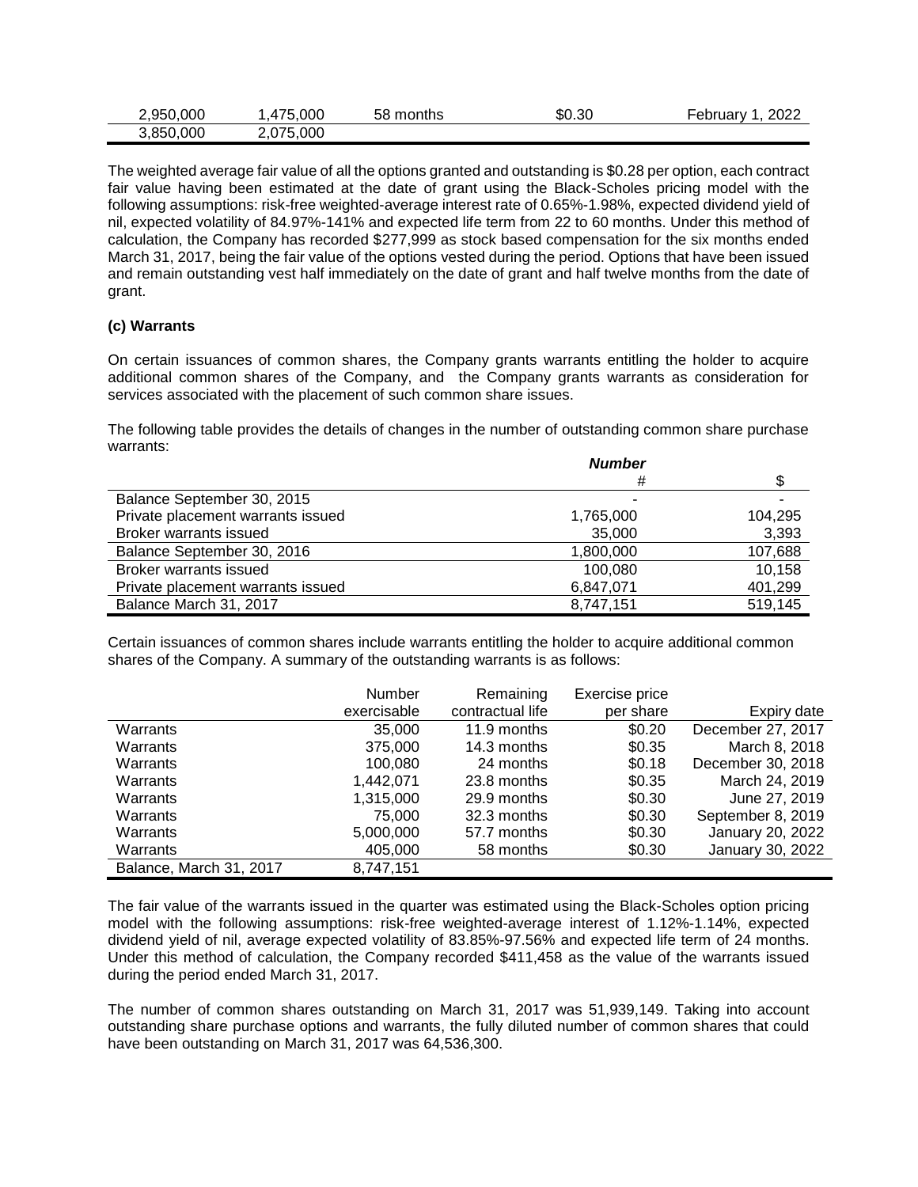| | | | | |
|---|---|---|---|---|
| 2,950,000 | 1,475,000 | 58 months | $0.30 | February 1, 2022 |
| 3,850,000 | 2,075,000 | | | |

The weighted average fair value of all the options granted and outstanding is $0.28 per option, each contract fair value having been estimated at the date of grant using the Black-Scholes pricing model with the following assumptions: risk-free weighted-average interest rate of 0.65%-1.98%, expected dividend yield of nil, expected volatility of 84.97%-141% and expected life term from 22 to 60 months. Under this method of calculation, the Company has recorded $277,999 as stock based compensation for the six months ended March 31, 2017, being the fair value of the options vested during the period. Options that have been issued and remain outstanding vest half immediately on the date of grant and half twelve months from the date of grant.

**(c) Warrants**

On certain issuances of common shares, the Company grants warrants entitling the holder to acquire additional common shares of the Company, and the Company grants warrants as consideration for services associated with the placement of such common share issues.

The following table provides the details of changes in the number of outstanding common share purchase warrants:

| | ***Number*** | |
|---|---|---|
| | # | $ |
| Balance September 30, 2015 | - | - |
| Private placement warrants issued | 1,765,000 | 104,295 |
| Broker warrants issued | 35,000 | 3,393 |
| Balance September 30, 2016 | 1,800,000 | 107,688 |
| Broker warrants issued | 100,080 | 10,158 |
| Private placement warrants issued | 6,847,071 | 401,299 |
| Balance March 31, 2017 | 8,747,151 | 519,145 |

Certain issuances of common shares include warrants entitling the holder to acquire additional common shares of the Company. A summary of the outstanding warrants is as follows:

| | Number exercisable | Remaining contractual life | Exercise price per share | Expiry date |
|---|---|---|---|---|
| Warrants | 35,000 | 11.9 months | $0.20 | December 27, 2017 |
| Warrants | 375,000 | 14.3 months | $0.35 | March 8, 2018 |
| Warrants | 100,080 | 24 months | $0.18 | December 30, 2018 |
| Warrants | 1,442,071 | 23.8 months | $0.35 | March 24, 2019 |
| Warrants | 1,315,000 | 29.9 months | $0.30 | June 27, 2019 |
| Warrants | 75,000 | 32.3 months | $0.30 | September 8, 2019 |
| Warrants | 5,000,000 | 57.7 months | $0.30 | January 20, 2022 |
| Warrants | 405,000 | 58 months | $0.30 | January 30, 2022 |
| Balance, March 31, 2017 | 8,747,151 | | | |

The fair value of the warrants issued in the quarter was estimated using the Black-Scholes option pricing model with the following assumptions: risk-free weighted-average interest of 1.12%-1.14%, expected dividend yield of nil, average expected volatility of 83.85%-97.56% and expected life term of 24 months. Under this method of calculation, the Company recorded $411,458 as the value of the warrants issued during the period ended March 31, 2017.

The number of common shares outstanding on March 31, 2017 was 51,939,149. Taking into account outstanding share purchase options and warrants, the fully diluted number of common shares that could have been outstanding on March 31, 2017 was 64,536,300.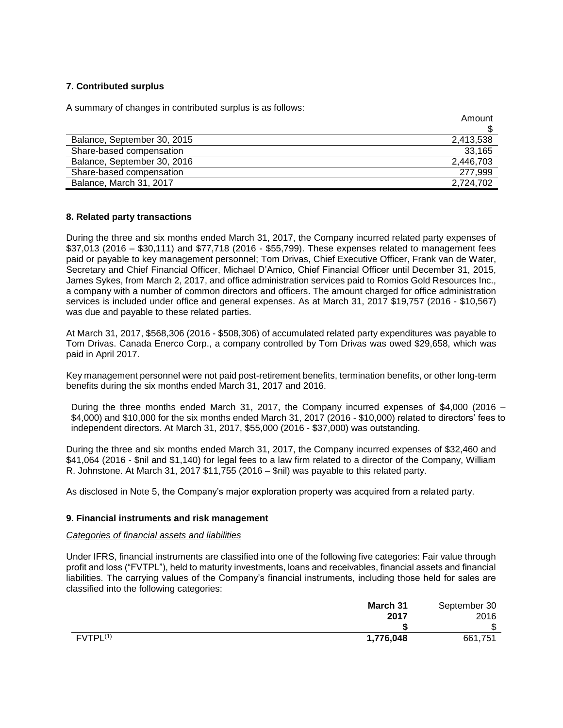### 7. Contributed surplus

A summary of changes in contributed surplus is as follows:

| | Amount<br>$ |
|---|---|
| Balance, September 30, 2015 | 2,413,538 |
| Share-based compensation | 33,165 |
| Balance, September 30, 2016 | 2,446,703 |
| Share-based compensation | 277,999 |
| Balance, March 31, 2017 | 2,724,702 |

### 8. Related party transactions

During the three and six months ended March 31, 2017, the Company incurred related party expenses of $37,013 (2016 – $30,111) and $77,718 (2016 - $55,799). These expenses related to management fees paid or payable to key management personnel; Tom Drivas, Chief Executive Officer, Frank van de Water, Secretary and Chief Financial Officer, Michael D'Amico, Chief Financial Officer until December 31, 2015, James Sykes, from March 2, 2017, and office administration services paid to Romios Gold Resources Inc., a company with a number of common directors and officers. The amount charged for office administration services is included under office and general expenses. As at March 31, 2017 $19,757 (2016 - $10,567) was due and payable to these related parties.

At March 31, 2017, $568,306 (2016 - $508,306) of accumulated related party expenditures was payable to Tom Drivas. Canada Enerco Corp., a company controlled by Tom Drivas was owed $29,658, which was paid in April 2017.

Key management personnel were not paid post-retirement benefits, termination benefits, or other long-term benefits during the six months ended March 31, 2017 and 2016.

During the three months ended March 31, 2017, the Company incurred expenses of $4,000 (2016 – $4,000) and $10,000 for the six months ended March 31, 2017 (2016 - $10,000) related to directors' fees to independent directors. At March 31, 2017, $55,000 (2016 - $37,000) was outstanding.

During the three and six months ended March 31, 2017, the Company incurred expenses of $32,460 and $41,064 (2016 - $nil and $1,140) for legal fees to a law firm related to a director of the Company, William R. Johnstone. At March 31, 2017 $11,755 (2016 – $nil) was payable to this related party.

As disclosed in Note 5, the Company's major exploration property was acquired from a related party.

### 9. Financial instruments and risk management

*Categories of financial assets and liabilities*

Under IFRS, financial instruments are classified into one of the following five categories: Fair value through profit and loss ("FVTPL"), held to maturity investments, loans and receivables, financial assets and financial liabilities. The carrying values of the Company's financial instruments, including those held for sales are classified into the following categories:

| | **March 31<br>2017<br>$** | September 30<br>2016<br>$ |
|---|---|---|
| FVTPL[(1)] | **1,776,048** | 661,751 |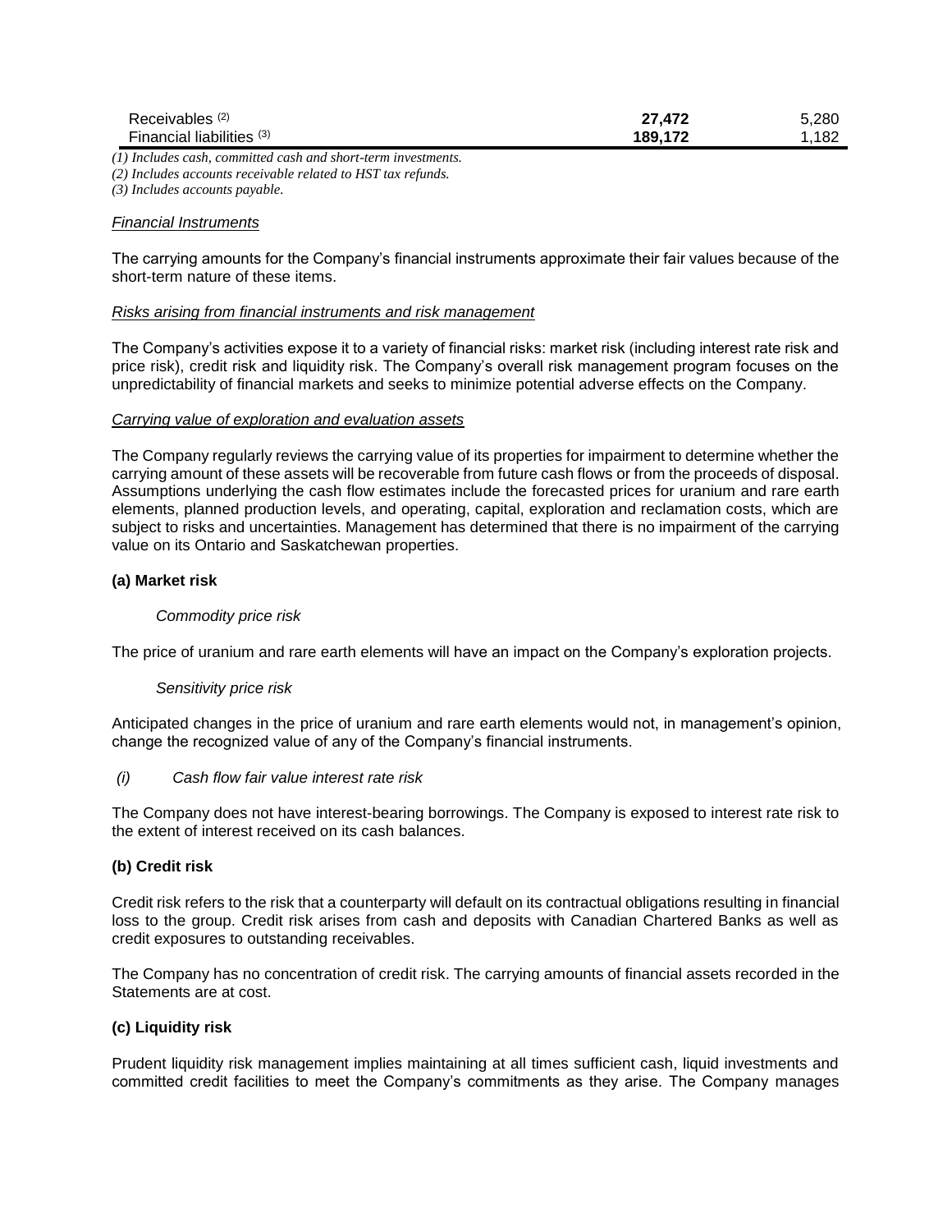| | | |
|---|---|---|
| Receivables [(2)] | **27,472** | 5,280 |
| Financial liabilities [(3)] | **189,172** | 1,182 |

*(1) Includes cash, committed cash and short-term investments.*
*(2) Includes accounts receivable related to HST tax refunds.*
*(3) Includes accounts payable.*

*Financial Instruments*

The carrying amounts for the Company's financial instruments approximate their fair values because of the short-term nature of these items.

*Risks arising from financial instruments and risk management*

The Company's activities expose it to a variety of financial risks: market risk (including interest rate risk and price risk), credit risk and liquidity risk. The Company's overall risk management program focuses on the unpredictability of financial markets and seeks to minimize potential adverse effects on the Company.

*Carrying value of exploration and evaluation assets*

The Company regularly reviews the carrying value of its properties for impairment to determine whether the carrying amount of these assets will be recoverable from future cash flows or from the proceeds of disposal. Assumptions underlying the cash flow estimates include the forecasted prices for uranium and rare earth elements, planned production levels, and operating, capital, exploration and reclamation costs, which are subject to risks and uncertainties. Management has determined that there is no impairment of the carrying value on its Ontario and Saskatchewan properties.

**(a) Market risk**

*Commodity price risk*

The price of uranium and rare earth elements will have an impact on the Company's exploration projects.

*Sensitivity price risk*

Anticipated changes in the price of uranium and rare earth elements would not, in management's opinion, change the recognized value of any of the Company's financial instruments.

*(i) Cash flow fair value interest rate risk*

The Company does not have interest-bearing borrowings. The Company is exposed to interest rate risk to the extent of interest received on its cash balances.

**(b) Credit risk**

Credit risk refers to the risk that a counterparty will default on its contractual obligations resulting in financial loss to the group. Credit risk arises from cash and deposits with Canadian Chartered Banks as well as credit exposures to outstanding receivables.

The Company has no concentration of credit risk. The carrying amounts of financial assets recorded in the Statements are at cost.

**(c) Liquidity risk**

Prudent liquidity risk management implies maintaining at all times sufficient cash, liquid investments and committed credit facilities to meet the Company's commitments as they arise. The Company manages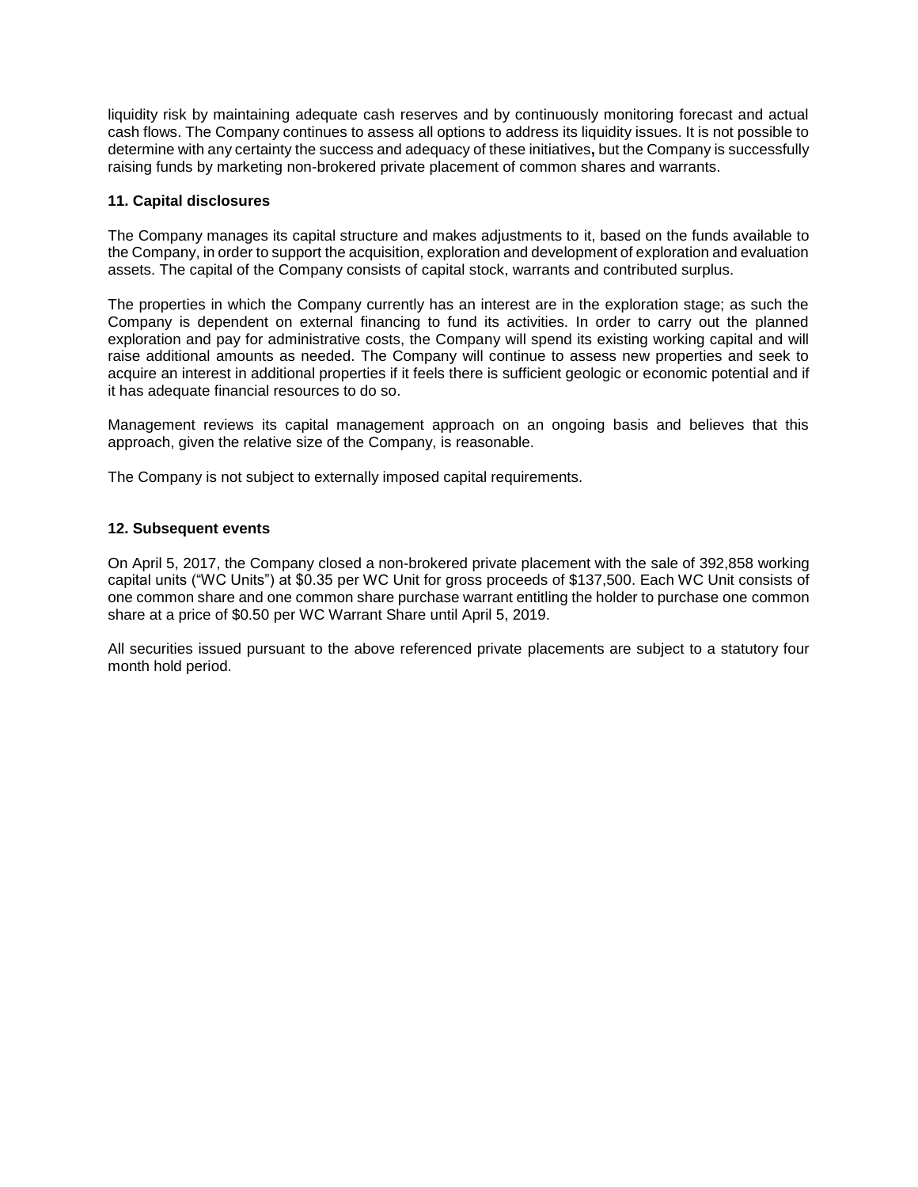liquidity risk by maintaining adequate cash reserves and by continuously monitoring forecast and actual cash flows. The Company continues to assess all options to address its liquidity issues. It is not possible to determine with any certainty the success and adequacy of these initiatives**,** but the Company is successfully raising funds by marketing non-brokered private placement of common shares and warrants.

**11. Capital disclosures**

The Company manages its capital structure and makes adjustments to it, based on the funds available to the Company, in order to support the acquisition, exploration and development of exploration and evaluation assets. The capital of the Company consists of capital stock, warrants and contributed surplus.

The properties in which the Company currently has an interest are in the exploration stage; as such the Company is dependent on external financing to fund its activities. In order to carry out the planned exploration and pay for administrative costs, the Company will spend its existing working capital and will raise additional amounts as needed. The Company will continue to assess new properties and seek to acquire an interest in additional properties if it feels there is sufficient geologic or economic potential and if it has adequate financial resources to do so.

Management reviews its capital management approach on an ongoing basis and believes that this approach, given the relative size of the Company, is reasonable.

The Company is not subject to externally imposed capital requirements.

**12. Subsequent events**

On April 5, 2017, the Company closed a non-brokered private placement with the sale of 392,858 working capital units ("WC Units") at $0.35 per WC Unit for gross proceeds of $137,500. Each WC Unit consists of one common share and one common share purchase warrant entitling the holder to purchase one common share at a price of $0.50 per WC Warrant Share until April 5, 2019.

All securities issued pursuant to the above referenced private placements are subject to a statutory four month hold period.